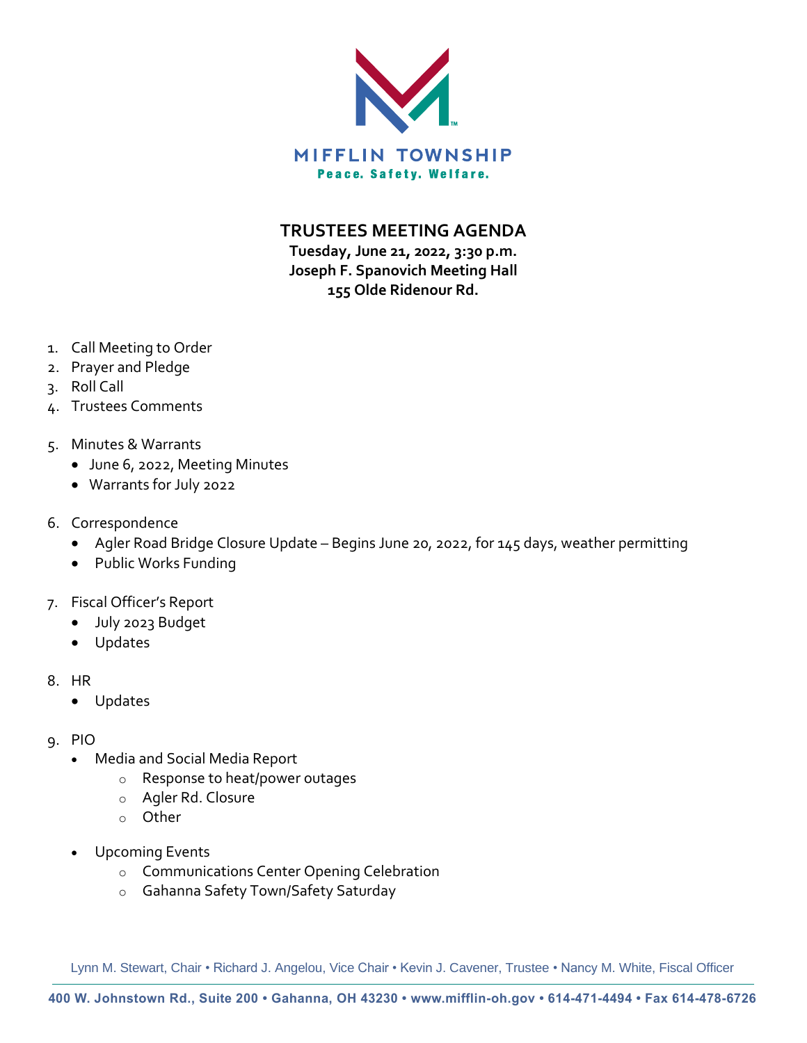MIFFLIN TOWNSHIP

Peace. Safety. Welfare.

# TRUSTEES MEETING AGENDA

**Tuesday, June 21, 2022, 3:30 p.m.**
**Joseph F. Spanovich Meeting Hall**
**155 Olde Ridenour Rd.**

1. Call Meeting to Order
2. Prayer and Pledge
3. Roll Call
4. Trustees Comments
5. Minutes & Warrants
   - June 6, 2022, Meeting Minutes
   - Warrants for July 2022
6. Correspondence
   - Agler Road Bridge Closure Update – Begins June 20, 2022, for 145 days, weather permitting
   - Public Works Funding
7. Fiscal Officer's Report
   - July 2023 Budget
   - Updates
8. HR
   - Updates
9. PIO
   - Media and Social Media Report
     - Response to heat/power outages
     - Agler Rd. Closure
     - Other
   - Upcoming Events
     - Communications Center Opening Celebration
     - Gahanna Safety Town/Safety Saturday

Lynn M. Stewart, Chair • Richard J. Angelou, Vice Chair • Kevin J. Cavener, Trustee • Nancy M. White, Fiscal Officer

400 W. Johnstown Rd., Suite 200 • Gahanna, OH 43230 • www.mifflin-oh.gov • 614-471-4494 • Fax 614-478-6726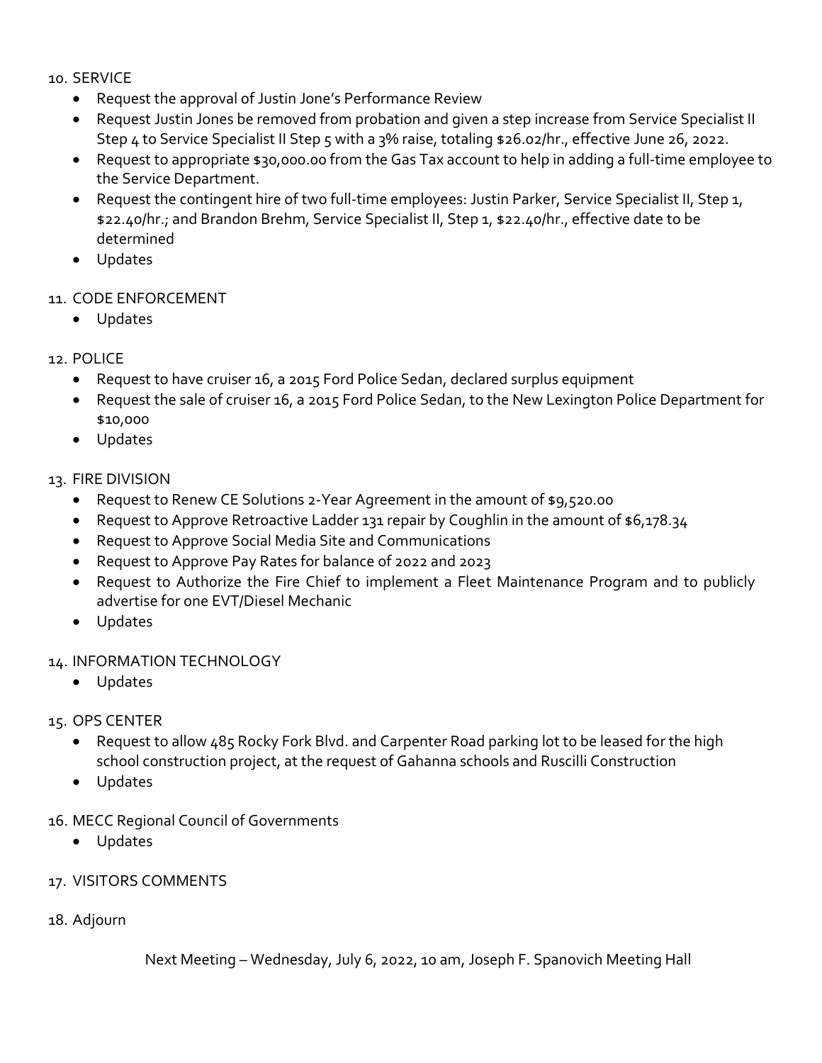10. SERVICE
    - Request the approval of Justin Jone's Performance Review
    - Request Justin Jones be removed from probation and given a step increase from Service Specialist II Step 4 to Service Specialist II Step 5 with a 3% raise, totaling $26.02/hr., effective June 26, 2022.
    - Request to appropriate $30,000.00 from the Gas Tax account to help in adding a full-time employee to the Service Department.
    - Request the contingent hire of two full-time employees: Justin Parker, Service Specialist II, Step 1, $22.40/hr.; and Brandon Brehm, Service Specialist II, Step 1, $22.40/hr., effective date to be determined
    - Updates

11. CODE ENFORCEMENT
    - Updates

12. POLICE
    - Request to have cruiser 16, a 2015 Ford Police Sedan, declared surplus equipment
    - Request the sale of cruiser 16, a 2015 Ford Police Sedan, to the New Lexington Police Department for $10,000
    - Updates

13. FIRE DIVISION
    - Request to Renew CE Solutions 2-Year Agreement in the amount of $9,520.00
    - Request to Approve Retroactive Ladder 131 repair by Coughlin in the amount of $6,178.34
    - Request to Approve Social Media Site and Communications
    - Request to Approve Pay Rates for balance of 2022 and 2023
    - Request to Authorize the Fire Chief to implement a Fleet Maintenance Program and to publicly advertise for one EVT/Diesel Mechanic
    - Updates

14. INFORMATION TECHNOLOGY
    - Updates

15. OPS CENTER
    - Request to allow 485 Rocky Fork Blvd. and Carpenter Road parking lot to be leased for the high school construction project, at the request of Gahanna schools and Ruscilli Construction
    - Updates

16. MECC Regional Council of Governments
    - Updates

17. VISITORS COMMENTS

18. Adjourn

Next Meeting – Wednesday, July 6, 2022, 10 am, Joseph F. Spanovich Meeting Hall